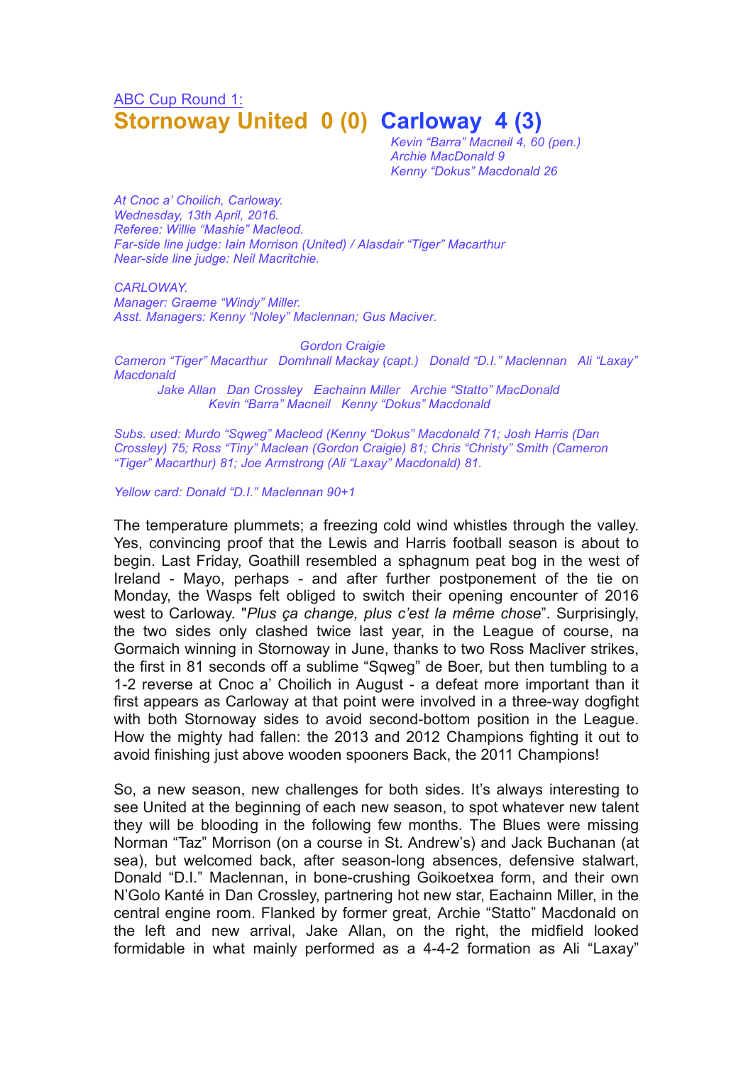[ABC Cup Round 1:]

# Stornoway United 0 (0) Carloway 4 (3)

*Kevin "Barra" Macneil 4, 60 (pen.)*
*Archie MacDonald 9*
*Kenny "Dokus" Macdonald 26*

*At Cnoc a' Choilich, Carloway.*
*Wednesday, 13th April, 2016.*
*Referee: Willie "Mashie" Macleod.*
*Far-side line judge: Iain Morrison (United) / Alasdair "Tiger" Macarthur*
*Near-side line judge: Neil Macritchie.*

*CARLOWAY.*
*Manager: Graeme "Windy" Miller.*
*Asst. Managers: Kenny "Noley" Maclennan; Gus Maciver.*

*Gordon Craigie*
*Cameron "Tiger" Macarthur Domhnall Mackay (capt.) Donald "D.I." Maclennan Ali "Laxay" Macdonald*
*Jake Allan Dan Crossley Eachainn Miller Archie "Statto" MacDonald*
*Kevin "Barra" Macneil Kenny "Dokus" Macdonald*

*Subs. used: Murdo "Sqweg" Macleod (Kenny "Dokus" Macdonald 71; Josh Harris (Dan Crossley) 75; Ross "Tiny" Maclean (Gordon Craigie) 81; Chris "Christy" Smith (Cameron "Tiger" Macarthur) 81; Joe Armstrong (Ali "Laxay" Macdonald) 81.*

*Yellow card: Donald "D.I." Maclennan 90+1*

The temperature plummets; a freezing cold wind whistles through the valley. Yes, convincing proof that the Lewis and Harris football season is about to begin. Last Friday, Goathill resembled a sphagnum peat bog in the west of Ireland - Mayo, perhaps - and after further postponement of the tie on Monday, the Wasps felt obliged to switch their opening encounter of 2016 west to Carloway. "*Plus ça change, plus c'est la même chose*". Surprisingly, the two sides only clashed twice last year, in the League of course, na Gormaich winning in Stornoway in June, thanks to two Ross Macliver strikes, the first in 81 seconds off a sublime "Sqweg" de Boer, but then tumbling to a 1-2 reverse at Cnoc a' Choilich in August - a defeat more important than it first appears as Carloway at that point were involved in a three-way dogfight with both Stornoway sides to avoid second-bottom position in the League. How the mighty had fallen: the 2013 and 2012 Champions fighting it out to avoid finishing just above wooden spooners Back, the 2011 Champions!

So, a new season, new challenges for both sides. It's always interesting to see United at the beginning of each new season, to spot whatever new talent they will be blooding in the following few months. The Blues were missing Norman "Taz" Morrison (on a course in St. Andrew's) and Jack Buchanan (at sea), but welcomed back, after season-long absences, defensive stalwart, Donald "D.I." Maclennan, in bone-crushing Goikoetxea form, and their own N'Golo Kanté in Dan Crossley, partnering hot new star, Eachainn Miller, in the central engine room. Flanked by former great, Archie "Statto" Macdonald on the left and new arrival, Jake Allan, on the right, the midfield looked formidable in what mainly performed as a 4-4-2 formation as Ali "Laxay"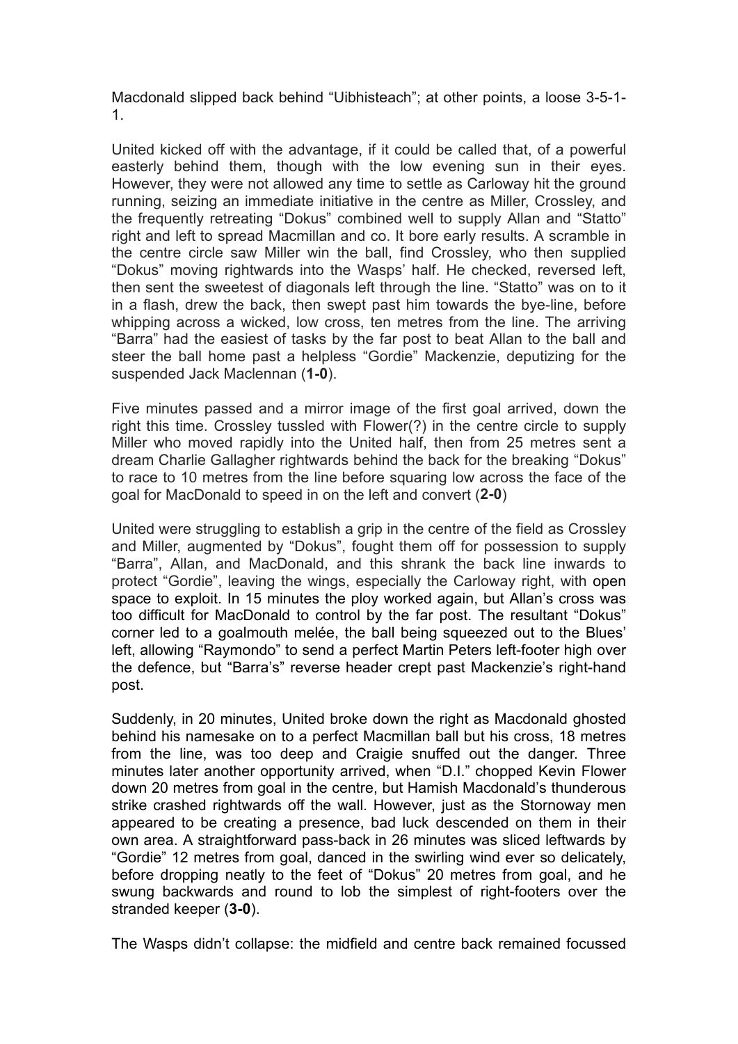Macdonald slipped back behind "Uibhisteach"; at other points, a loose 3-5-1-1.

United kicked off with the advantage, if it could be called that, of a powerful easterly behind them, though with the low evening sun in their eyes. However, they were not allowed any time to settle as Carloway hit the ground running, seizing an immediate initiative in the centre as Miller, Crossley, and the frequently retreating "Dokus" combined well to supply Allan and "Statto" right and left to spread Macmillan and co. It bore early results. A scramble in the centre circle saw Miller win the ball, find Crossley, who then supplied "Dokus" moving rightwards into the Wasps' half. He checked, reversed left, then sent the sweetest of diagonals left through the line. "Statto" was on to it in a flash, drew the back, then swept past him towards the bye-line, before whipping across a wicked, low cross, ten metres from the line. The arriving "Barra" had the easiest of tasks by the far post to beat Allan to the ball and steer the ball home past a helpless "Gordie" Mackenzie, deputizing for the suspended Jack Maclennan (**1-0**).

Five minutes passed and a mirror image of the first goal arrived, down the right this time. Crossley tussled with Flower(?) in the centre circle to supply Miller who moved rapidly into the United half, then from 25 metres sent a dream Charlie Gallagher rightwards behind the back for the breaking "Dokus" to race to 10 metres from the line before squaring low across the face of the goal for MacDonald to speed in on the left and convert (**2-0**)

United were struggling to establish a grip in the centre of the field as Crossley and Miller, augmented by "Dokus", fought them off for possession to supply "Barra", Allan, and MacDonald, and this shrank the back line inwards to protect "Gordie", leaving the wings, especially the Carloway right, with open space to exploit. In 15 minutes the ploy worked again, but Allan's cross was too difficult for MacDonald to control by the far post. The resultant "Dokus" corner led to a goalmouth melée, the ball being squeezed out to the Blues' left, allowing "Raymondo" to send a perfect Martin Peters left-footer high over the defence, but "Barra's" reverse header crept past Mackenzie's right-hand post.

Suddenly, in 20 minutes, United broke down the right as Macdonald ghosted behind his namesake on to a perfect Macmillan ball but his cross, 18 metres from the line, was too deep and Craigie snuffed out the danger. Three minutes later another opportunity arrived, when "D.I." chopped Kevin Flower down 20 metres from goal in the centre, but Hamish Macdonald's thunderous strike crashed rightwards off the wall. However, just as the Stornoway men appeared to be creating a presence, bad luck descended on them in their own area. A straightforward pass-back in 26 minutes was sliced leftwards by "Gordie" 12 metres from goal, danced in the swirling wind ever so delicately, before dropping neatly to the feet of "Dokus" 20 metres from goal, and he swung backwards and round to lob the simplest of right-footers over the stranded keeper (**3-0**).

The Wasps didn't collapse: the midfield and centre back remained focussed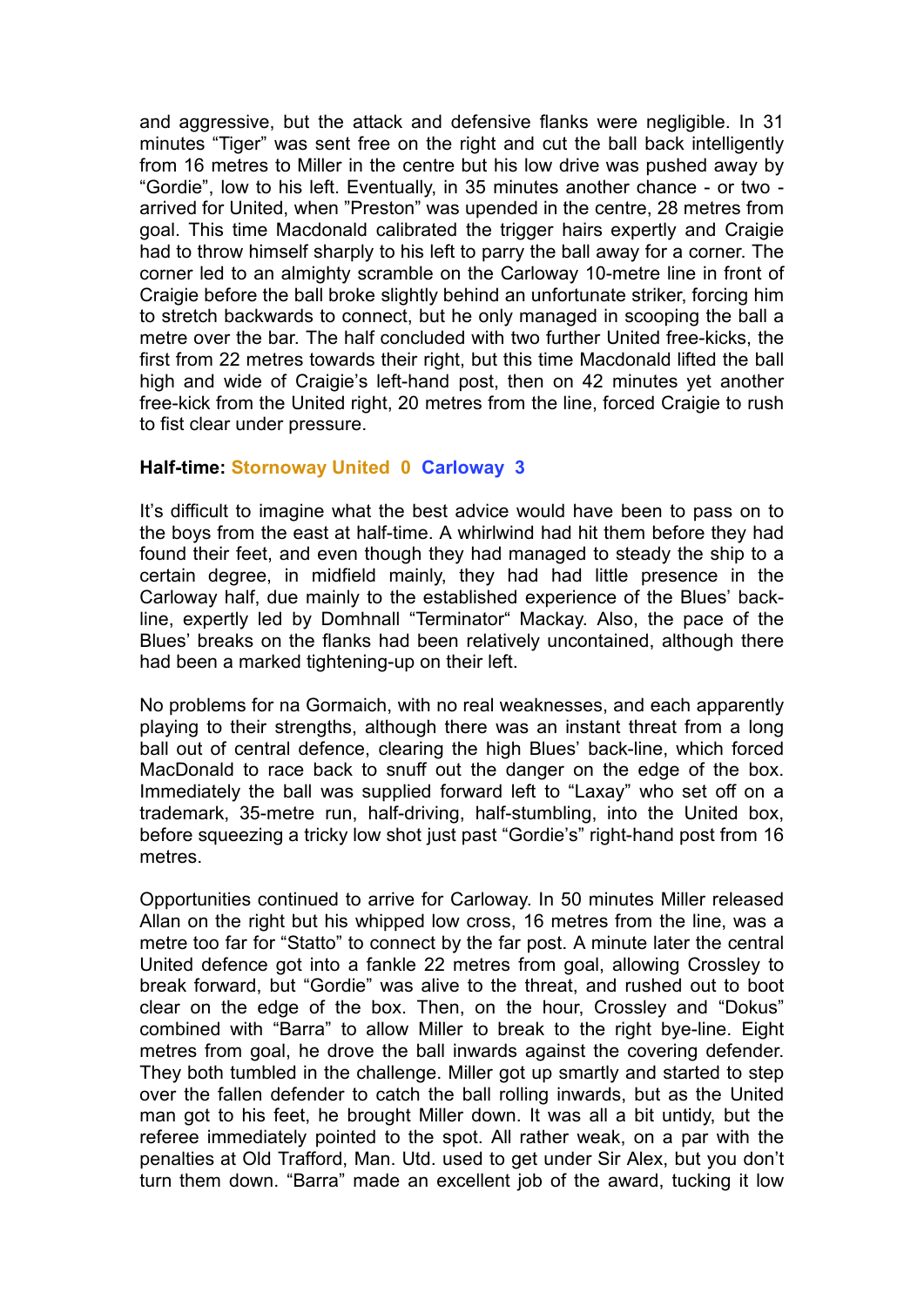and aggressive, but the attack and defensive flanks were negligible. In 31 minutes "Tiger" was sent free on the right and cut the ball back intelligently from 16 metres to Miller in the centre but his low drive was pushed away by "Gordie", low to his left. Eventually, in 35 minutes another chance - or two - arrived for United, when "Preston" was upended in the centre, 28 metres from goal. This time Macdonald calibrated the trigger hairs expertly and Craigie had to throw himself sharply to his left to parry the ball away for a corner. The corner led to an almighty scramble on the Carloway 10-metre line in front of Craigie before the ball broke slightly behind an unfortunate striker, forcing him to stretch backwards to connect, but he only managed in scooping the ball a metre over the bar. The half concluded with two further United free-kicks, the first from 22 metres towards their right, but this time Macdonald lifted the ball high and wide of Craigie's left-hand post, then on 42 minutes yet another free-kick from the United right, 20 metres from the line, forced Craigie to rush to fist clear under pressure.

**Half-time: Stornoway United 0 Carloway 3**

It's difficult to imagine what the best advice would have been to pass on to the boys from the east at half-time. A whirlwind had hit them before they had found their feet, and even though they had managed to steady the ship to a certain degree, in midfield mainly, they had had little presence in the Carloway half, due mainly to the established experience of the Blues' back-line, expertly led by Domhnall "Terminator" Mackay. Also, the pace of the Blues' breaks on the flanks had been relatively uncontained, although there had been a marked tightening-up on their left.

No problems for na Gormaich, with no real weaknesses, and each apparently playing to their strengths, although there was an instant threat from a long ball out of central defence, clearing the high Blues' back-line, which forced MacDonald to race back to snuff out the danger on the edge of the box. Immediately the ball was supplied forward left to "Laxay" who set off on a trademark, 35-metre run, half-driving, half-stumbling, into the United box, before squeezing a tricky low shot just past "Gordie's" right-hand post from 16 metres.

Opportunities continued to arrive for Carloway. In 50 minutes Miller released Allan on the right but his whipped low cross, 16 metres from the line, was a metre too far for "Statto" to connect by the far post. A minute later the central United defence got into a fankle 22 metres from goal, allowing Crossley to break forward, but "Gordie" was alive to the threat, and rushed out to boot clear on the edge of the box. Then, on the hour, Crossley and "Dokus" combined with "Barra" to allow Miller to break to the right bye-line. Eight metres from goal, he drove the ball inwards against the covering defender. They both tumbled in the challenge. Miller got up smartly and started to step over the fallen defender to catch the ball rolling inwards, but as the United man got to his feet, he brought Miller down. It was all a bit untidy, but the referee immediately pointed to the spot. All rather weak, on a par with the penalties at Old Trafford, Man. Utd. used to get under Sir Alex, but you don't turn them down. "Barra" made an excellent job of the award, tucking it low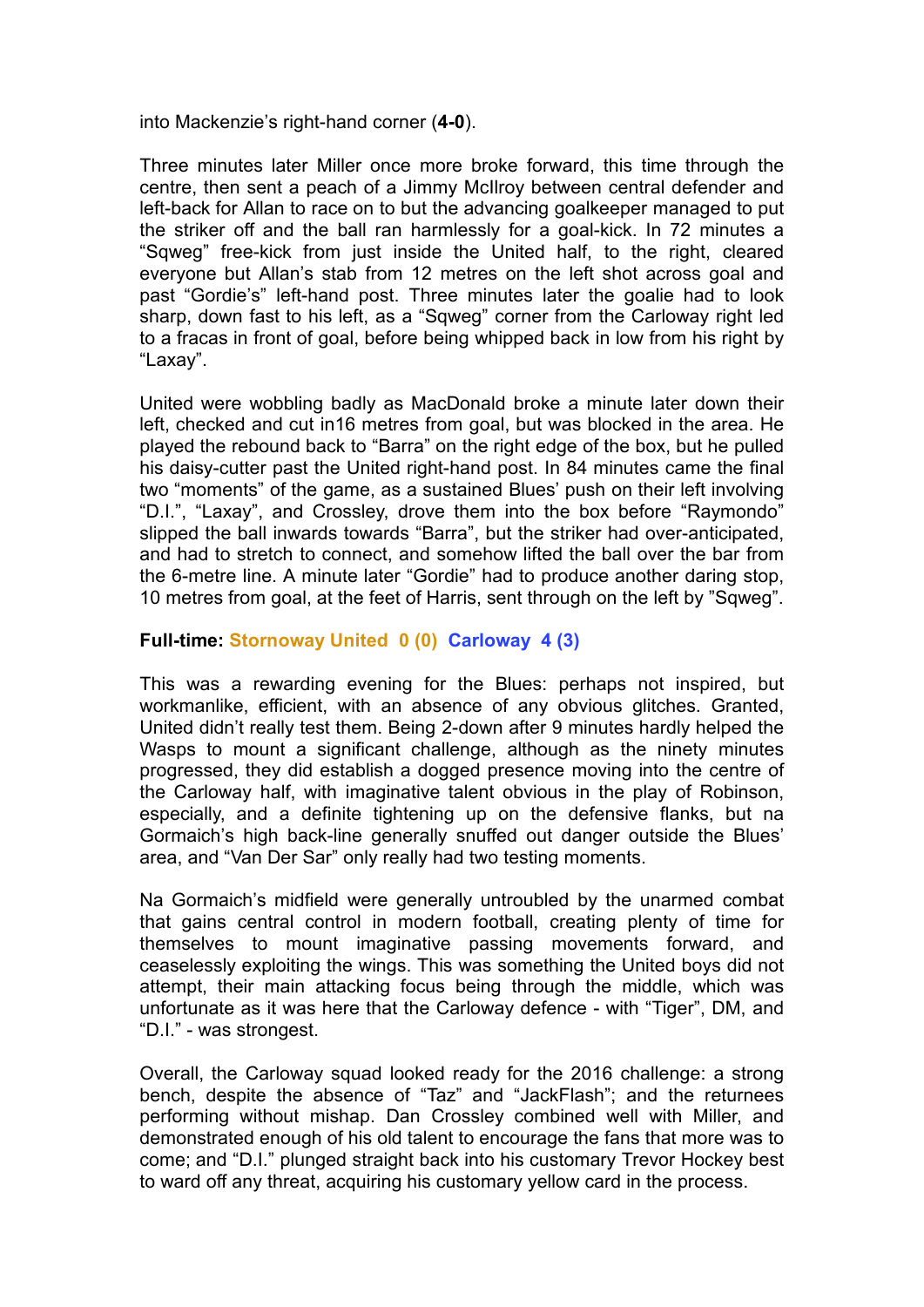into Mackenzie's right-hand corner (**4-0**).

Three minutes later Miller once more broke forward, this time through the centre, then sent a peach of a Jimmy McIlroy between central defender and left-back for Allan to race on to but the advancing goalkeeper managed to put the striker off and the ball ran harmlessly for a goal-kick. In 72 minutes a "Sqweg" free-kick from just inside the United half, to the right, cleared everyone but Allan's stab from 12 metres on the left shot across goal and past "Gordie's" left-hand post. Three minutes later the goalie had to look sharp, down fast to his left, as a "Sqweg" corner from the Carloway right led to a fracas in front of goal, before being whipped back in low from his right by "Laxay".

United were wobbling badly as MacDonald broke a minute later down their left, checked and cut in16 metres from goal, but was blocked in the area. He played the rebound back to "Barra" on the right edge of the box, but he pulled his daisy-cutter past the United right-hand post. In 84 minutes came the final two "moments" of the game, as a sustained Blues' push on their left involving "D.I.", "Laxay", and Crossley, drove them into the box before "Raymondo" slipped the ball inwards towards "Barra", but the striker had over-anticipated, and had to stretch to connect, and somehow lifted the ball over the bar from the 6-metre line. A minute later "Gordie" had to produce another daring stop, 10 metres from goal, at the feet of Harris, sent through on the left by "Sqweg".

**Full-time: Stornoway United 0 (0) Carloway 4 (3)**

This was a rewarding evening for the Blues: perhaps not inspired, but workmanlike, efficient, with an absence of any obvious glitches. Granted, United didn't really test them. Being 2-down after 9 minutes hardly helped the Wasps to mount a significant challenge, although as the ninety minutes progressed, they did establish a dogged presence moving into the centre of the Carloway half, with imaginative talent obvious in the play of Robinson, especially, and a definite tightening up on the defensive flanks, but na Gormaich's high back-line generally snuffed out danger outside the Blues' area, and "Van Der Sar" only really had two testing moments.

Na Gormaich's midfield were generally untroubled by the unarmed combat that gains central control in modern football, creating plenty of time for themselves to mount imaginative passing movements forward, and ceaselessly exploiting the wings. This was something the United boys did not attempt, their main attacking focus being through the middle, which was unfortunate as it was here that the Carloway defence - with "Tiger", DM, and "D.I." - was strongest.

Overall, the Carloway squad looked ready for the 2016 challenge: a strong bench, despite the absence of "Taz" and "JackFlash"; and the returnees performing without mishap. Dan Crossley combined well with Miller, and demonstrated enough of his old talent to encourage the fans that more was to come; and "D.I." plunged straight back into his customary Trevor Hockey best to ward off any threat, acquiring his customary yellow card in the process.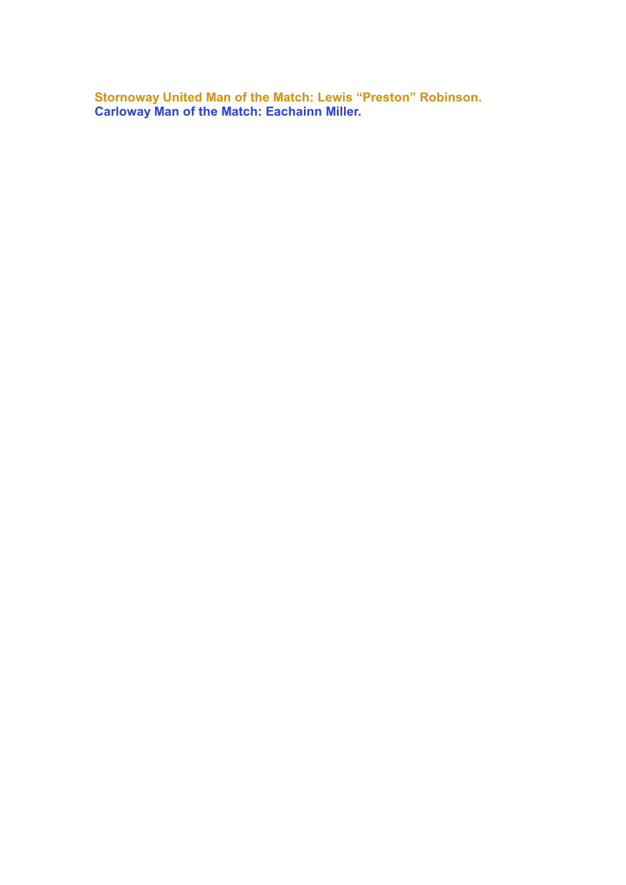**Stornoway United Man of the Match: Lewis “Preston” Robinson.**
**Carloway Man of the Match: Eachainn Miller.**